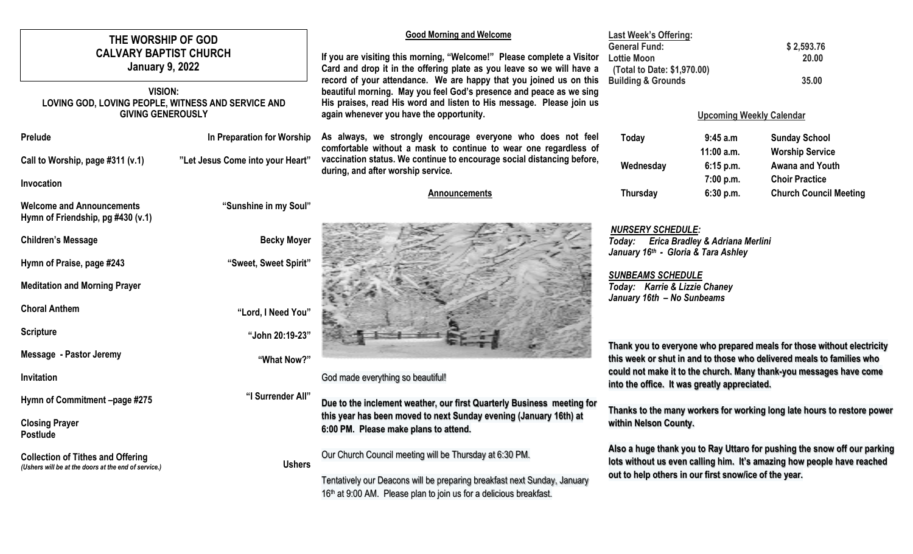# THE WORSHIP OF GOD
# CALVARY BAPTIST CHURCH
## January 9, 2022

**VISION:**
**LOVING GOD, LOVING PEOPLE, WITNESS AND SERVICE AND GIVING GENEROUSLY**

| | |
|---|---|
| **Prelude** | **In Preparation for Worship** |
| **Call to Worship, page #311 (v.1)** | **"Let Jesus Come into your Heart"** |
| **Invocation** | |
| **Welcome and Announcements**<br>**Hymn of Friendship, pg #430 (v.1)** | **"Sunshine in my Soul"** |
| **Children's Message** | **Becky Moyer** |
| **Hymn of Praise, page #243** | **"Sweet, Sweet Spirit"** |
| **Meditation and Morning Prayer** | |
| **Choral Anthem** | **"Lord, I Need You"** |
| **Scripture** | **"John 20:19-23"** |
| **Message - Pastor Jeremy** | **"What Now?"** |
| **Invitation** | |
| **Hymn of Commitment –page #275** | **"I Surrender All"** |
| **Closing Prayer**<br>**Postlude** | |
| **Collection of Tithes and Offering**<br>***(Ushers will be at the doors at the end of service.)*** | **Ushers** |

**Good Morning and Welcome**

**If you are visiting this morning, "Welcome!" Please complete a Visitor Card and drop it in the offering plate as you leave so we will have a record of your attendance. We are happy that you joined us on this beautiful morning. May you feel God's presence and peace as we sing His praises, read His word and listen to His message. Please join us again whenever you have the opportunity.**

**As always, we strongly encourage everyone who does not feel comfortable without a mask to continue to wear one regardless of vaccination status. We continue to encourage social distancing before, during, and after worship service.**

**Announcements**

God made everything so beautiful!

**Due to the inclement weather, our first Quarterly Business meeting for this year has been moved to next Sunday evening (January 16th) at 6:00 PM. Please make plans to attend.**

Our Church Council meeting will be Thursday at 6:30 PM.

Tentatively our Deacons will be preparing breakfast next Sunday, January 16th at 9:00 AM. Please plan to join us for a delicious breakfast.

**Last Week's Offering:**

| | |
|---|---|
| **General Fund:** | **$ 2,593.76** |
| **Lottie Moon** | **20.00** |
| **(Total to Date: $1,970.00)** | |
| **Building & Grounds** | **35.00** |

**Upcoming Weekly Calendar**

| | | |
|---|---|---|
| **Today** | **9:45 a.m** | **Sunday School** |
| | **11:00 a.m.** | **Worship Service** |
| **Wednesday** | **6:15 p.m.** | **Awana and Youth** |
| | **7:00 p.m.** | **Choir Practice** |
| **Thursday** | **6:30 p.m.** | **Church Council Meeting** |

***NURSERY SCHEDULE:***
***Today: Erica Bradley & Adriana Merlini***
***January 16th - Gloria & Tara Ashley***

***SUNBEAMS SCHEDULE***
***Today: Karrie & Lizzie Chaney***
***January 16th – No Sunbeams***

**Thank you to everyone who prepared meals for those without electricity this week or shut in and to those who delivered meals to families who could not make it to the church. Many thank-you messages have come into the office. It was greatly appreciated.**

**Thanks to the many workers for working long late hours to restore power within Nelson County.**

**Also a huge thank you to Ray Uttaro for pushing the snow off our parking lots without us even calling him. It's amazing how people have reached out to help others in our first snow/ice of the year.**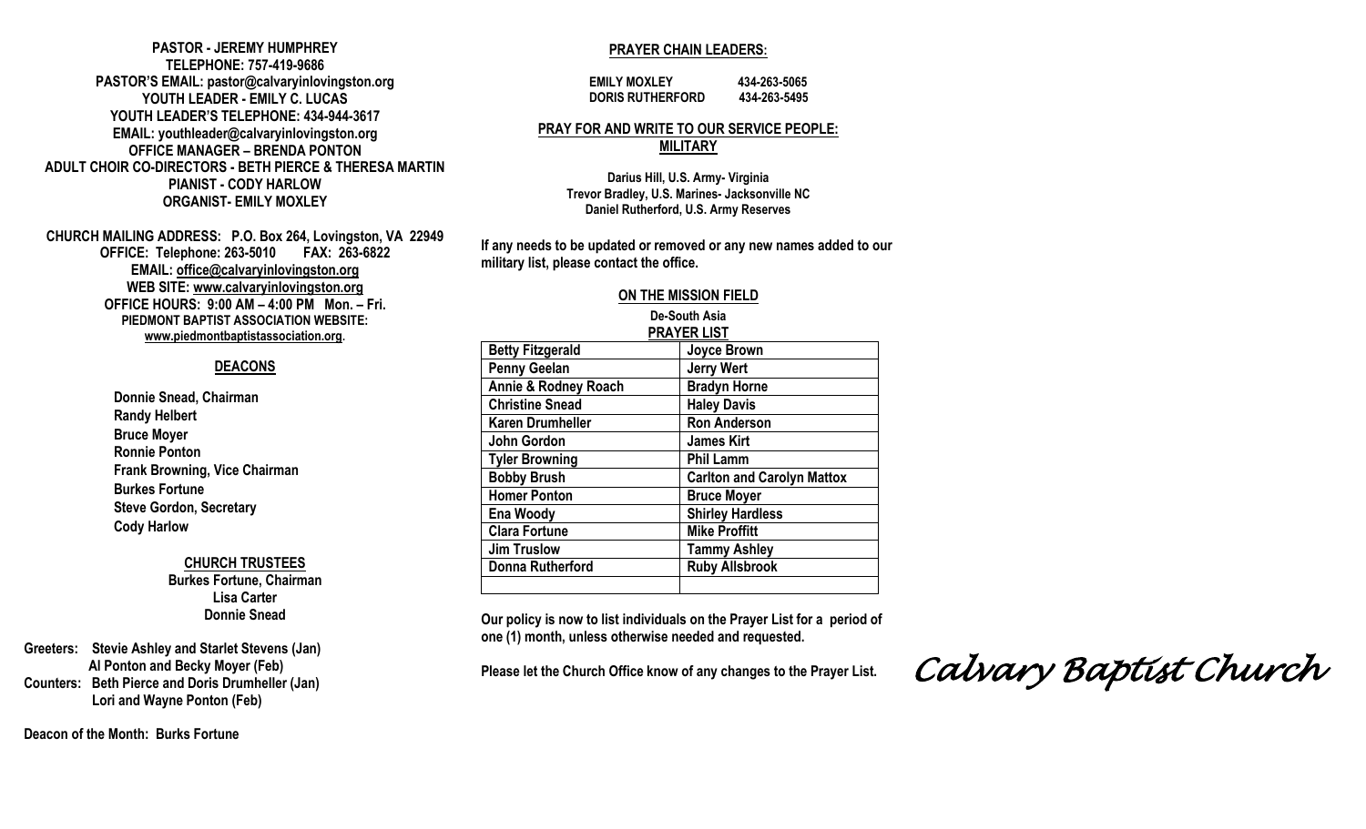**PASTOR - JEREMY HUMPHREY**
**TELEPHONE: 757-419-9686**
**PASTOR'S EMAIL: pastor@calvaryinlovingston.org**
**YOUTH LEADER - EMILY C. LUCAS**
**YOUTH LEADER'S TELEPHONE: 434-944-3617**
**EMAIL: youthleader@calvaryinlovingston.org**
**OFFICE MANAGER – BRENDA PONTON**
**ADULT CHOIR CO-DIRECTORS - BETH PIERCE & THERESA MARTIN**
**PIANIST - CODY HARLOW**
**ORGANIST- EMILY MOXLEY**

**CHURCH MAILING ADDRESS: P.O. Box 264, Lovingston, VA 22949**
**OFFICE: Telephone: 263-5010 FAX: 263-6822**
**EMAIL: office@calvaryinlovingston.org**
**WEB SITE: www.calvaryinlovingston.org**
**OFFICE HOURS: 9:00 AM – 4:00 PM Mon. – Fri.**
**PIEDMONT BAPTIST ASSOCIATION WEBSITE:**
**www.piedmontbaptistassociation.org.**

## DEACONS

**Donnie Snead, Chairman**
**Randy Helbert**
**Bruce Moyer**
**Ronnie Ponton**
**Frank Browning, Vice Chairman**
**Burkes Fortune**
**Steve Gordon, Secretary**
**Cody Harlow**

## CHURCH TRUSTEES

**Burkes Fortune, Chairman**
**Lisa Carter**
**Donnie Snead**

**Greeters: Stevie Ashley and Starlet Stevens (Jan)**
**Al Ponton and Becky Moyer (Feb)**
**Counters: Beth Pierce and Doris Drumheller (Jan)**
**Lori and Wayne Ponton (Feb)**

**Deacon of the Month: Burks Fortune**

## PRAYER CHAIN LEADERS:

**EMILY MOXLEY 434-263-5065**
**DORIS RUTHERFORD 434-263-5495**

## PRAY FOR AND WRITE TO OUR SERVICE PEOPLE:
## MILITARY

**Darius Hill, U.S. Army- Virginia**
**Trevor Bradley, U.S. Marines- Jacksonville NC**
**Daniel Rutherford, U.S. Army Reserves**

**If any needs to be updated or removed or any new names added to our military list, please contact the office.**

## ON THE MISSION FIELD

**De-South Asia**

## PRAYER LIST

| | |
|---|---|
| **Betty Fitzgerald** | **Joyce Brown** |
| **Penny Geelan** | **Jerry Wert** |
| **Annie & Rodney Roach** | **Bradyn Horne** |
| **Christine Snead** | **Haley Davis** |
| **Karen Drumheller** | **Ron Anderson** |
| **John Gordon** | **James Kirt** |
| **Tyler Browning** | **Phil Lamm** |
| **Bobby Brush** | **Carlton and Carolyn Mattox** |
| **Homer Ponton** | **Bruce Moyer** |
| **Ena Woody** | **Shirley Hardless** |
| **Clara Fortune** | **Mike Proffitt** |
| **Jim Truslow** | **Tammy Ashley** |
| **Donna Rutherford** | **Ruby Allsbrook** |
| | |

**Our policy is now to list individuals on the Prayer List for a period of one (1) month, unless otherwise needed and requested.**

**Please let the Church Office know of any changes to the Prayer List.**

*Calvary Baptist Church*